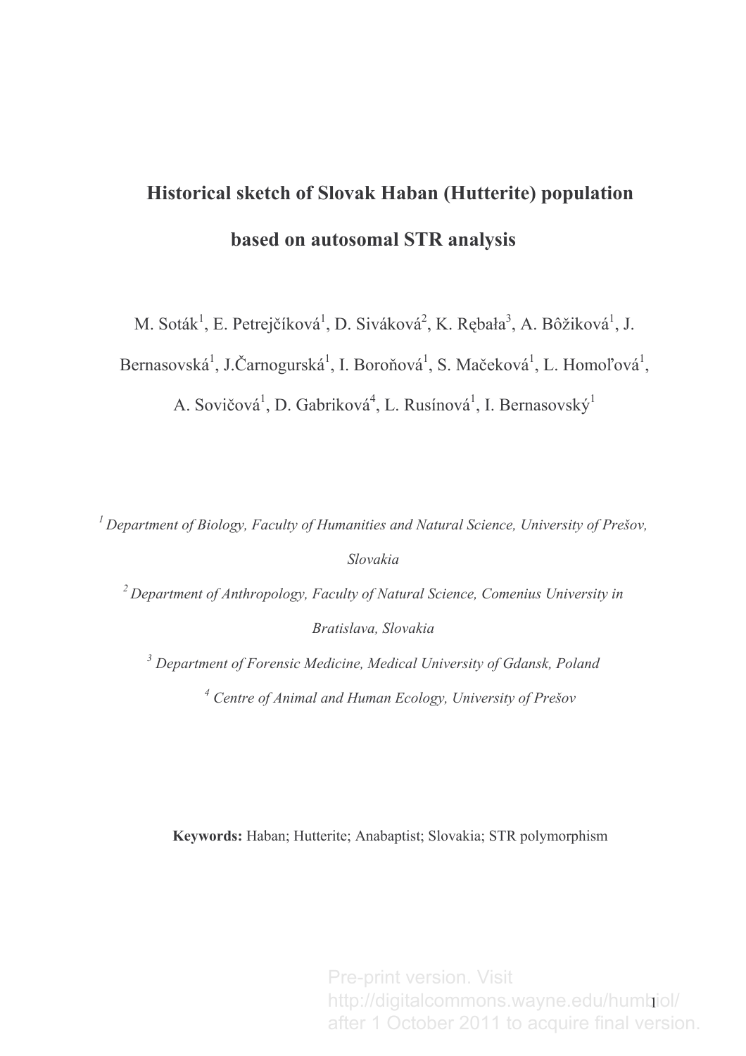# Historical sketch of Slovak Haban (Hutterite) population based on autosomal STR analysis

M. Soták[1], E. Petrejčíková[1], D. Siváková[2], K. Rębała[3], A. Bôžiková[1], J. Bernasovská[1], J.Čarnogurská[1], I. Boroňová[1], S. Mačeková[1], L. Homoľová[1], A. Sovičová[1], D. Gabriková[4], L. Rusínová[1], I. Bernasovský[1]

[1] *Department of Biology, Faculty of Humanities and Natural Science, University of Prešov, Slovakia*

[2] *Department of Anthropology, Faculty of Natural Science, Comenius University in Bratislava, Slovakia*

[3] *Department of Forensic Medicine, Medical University of Gdansk, Poland*

[4] *Centre of Animal and Human Ecology, University of Prešov*

**Keywords:** Haban; Hutterite; Anabaptist; Slovakia; STR polymorphism

Pre-print version. Visit http://digitalcommons.wayne.edu/humbiol/ after 1 October 2011 to acquire final version.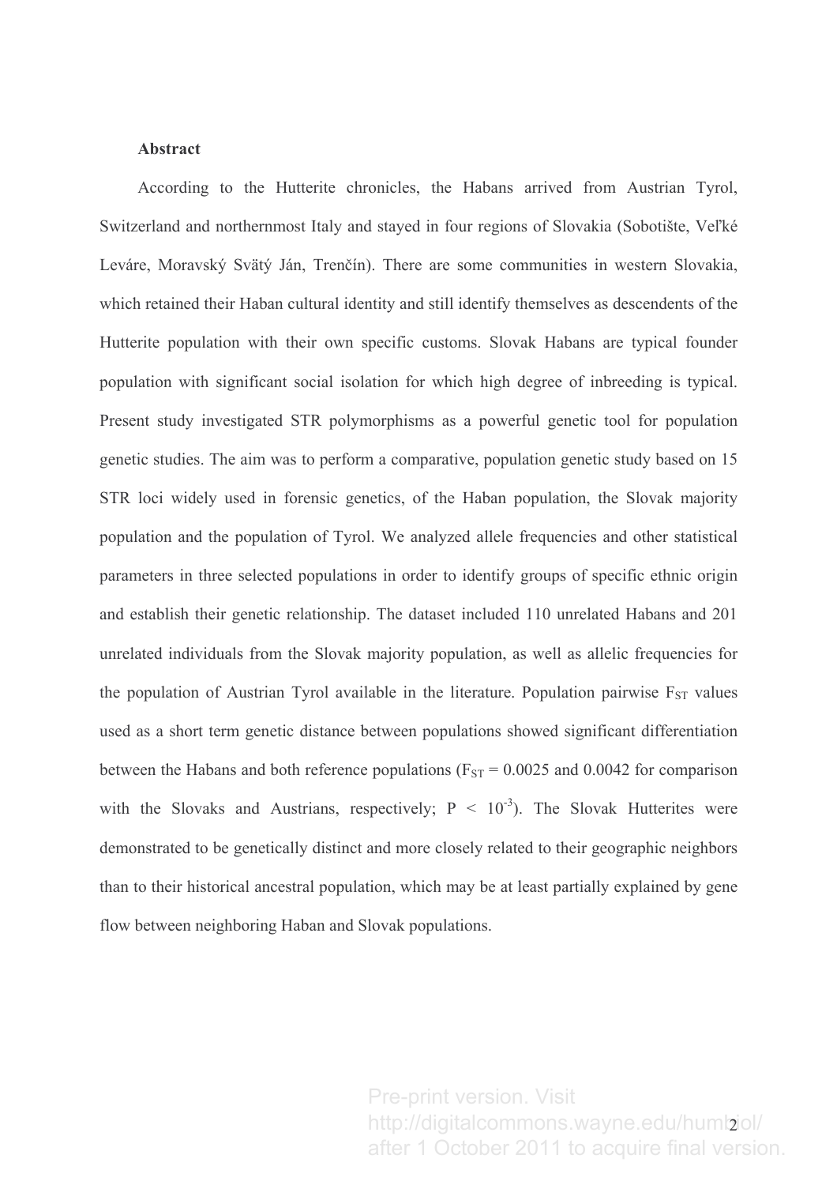**Abstract**

According to the Hutterite chronicles, the Habans arrived from Austrian Tyrol, Switzerland and northernmost Italy and stayed in four regions of Slovakia (Sobotište, Veľké Leváre, Moravský Svätý Ján, Trenčín). There are some communities in western Slovakia, which retained their Haban cultural identity and still identify themselves as descendents of the Hutterite population with their own specific customs. Slovak Habans are typical founder population with significant social isolation for which high degree of inbreeding is typical. Present study investigated STR polymorphisms as a powerful genetic tool for population genetic studies. The aim was to perform a comparative, population genetic study based on 15 STR loci widely used in forensic genetics, of the Haban population, the Slovak majority population and the population of Tyrol. We analyzed allele frequencies and other statistical parameters in three selected populations in order to identify groups of specific ethnic origin and establish their genetic relationship. The dataset included 110 unrelated Habans and 201 unrelated individuals from the Slovak majority population, as well as allelic frequencies for the population of Austrian Tyrol available in the literature. Population pairwise $F_{ST}$ values used as a short term genetic distance between populations showed significant differentiation between the Habans and both reference populations ($F_{ST} = 0.0025$ and $0.0042$ for comparison with the Slovaks and Austrians, respectively; $P < 10^{-3}$). The Slovak Hutterites were demonstrated to be genetically distinct and more closely related to their geographic neighbors than to their historical ancestral population, which may be at least partially explained by gene flow between neighboring Haban and Slovak populations.

Pre-print version. Visit http://digitalcommons.wayne.edu/humbiol/ after 1 October 2011 to acquire final version.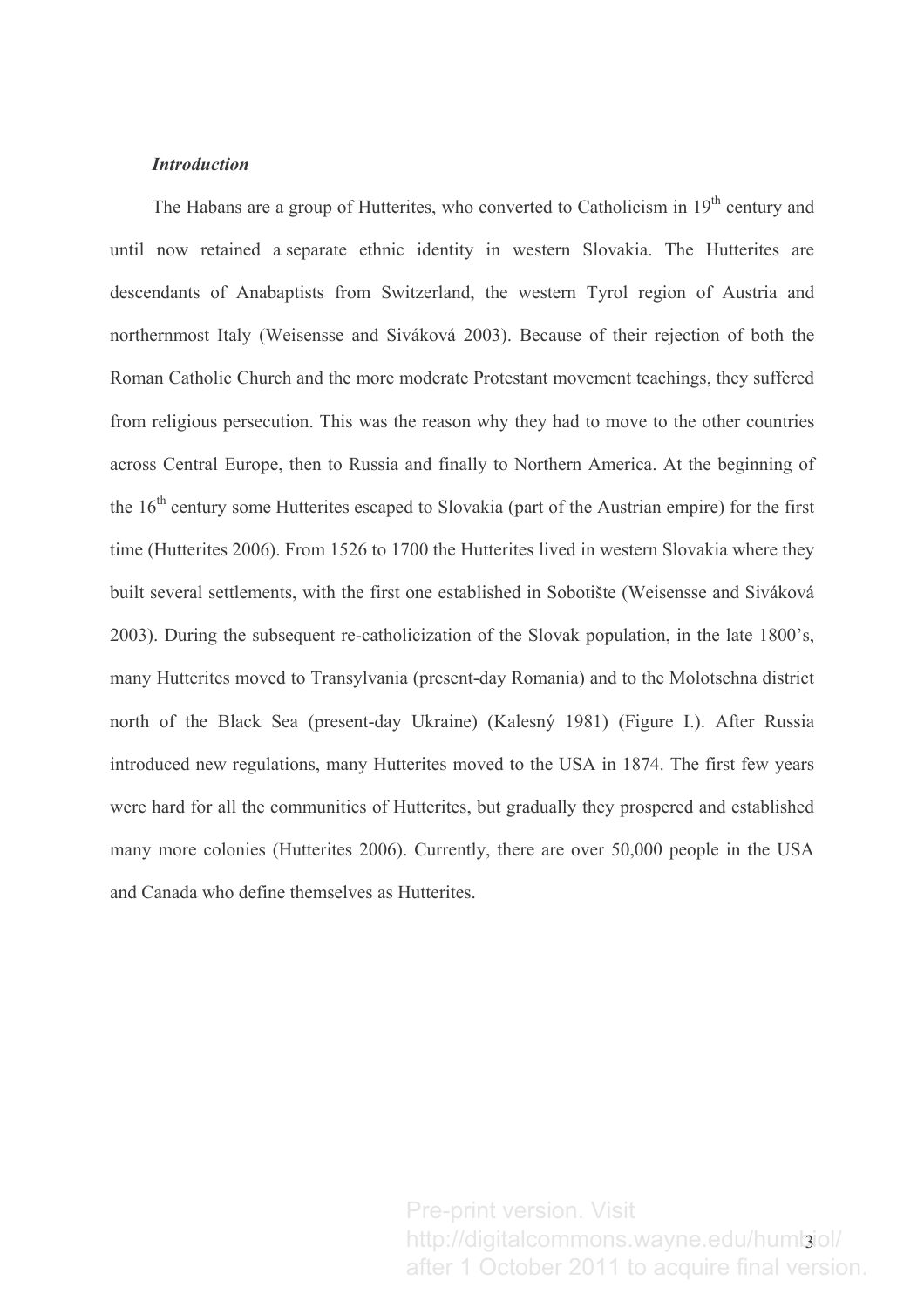### *Introduction*

The Habans are a group of Hutterites, who converted to Catholicism in 19$^{th}$ century and until now retained a separate ethnic identity in western Slovakia. The Hutterites are descendants of Anabaptists from Switzerland, the western Tyrol region of Austria and northernmost Italy (Weisensse and Siváková 2003). Because of their rejection of both the Roman Catholic Church and the more moderate Protestant movement teachings, they suffered from religious persecution. This was the reason why they had to move to the other countries across Central Europe, then to Russia and finally to Northern America. At the beginning of the 16$^{th}$ century some Hutterites escaped to Slovakia (part of the Austrian empire) for the first time (Hutterites 2006). From 1526 to 1700 the Hutterites lived in western Slovakia where they built several settlements, with the first one established in Sobotište (Weisensse and Siváková 2003). During the subsequent re-catholicization of the Slovak population, in the late 1800's, many Hutterites moved to Transylvania (present-day Romania) and to the Molotschna district north of the Black Sea (present-day Ukraine) (Kalesný 1981) (Figure I.). After Russia introduced new regulations, many Hutterites moved to the USA in 1874. The first few years were hard for all the communities of Hutterites, but gradually they prospered and established many more colonies (Hutterites 2006). Currently, there are over 50,000 people in the USA and Canada who define themselves as Hutterites.

Pre-print version. Visit http://digitalcommons.wayne.edu/humbiol/ after 1 October 2011 to acquire final version.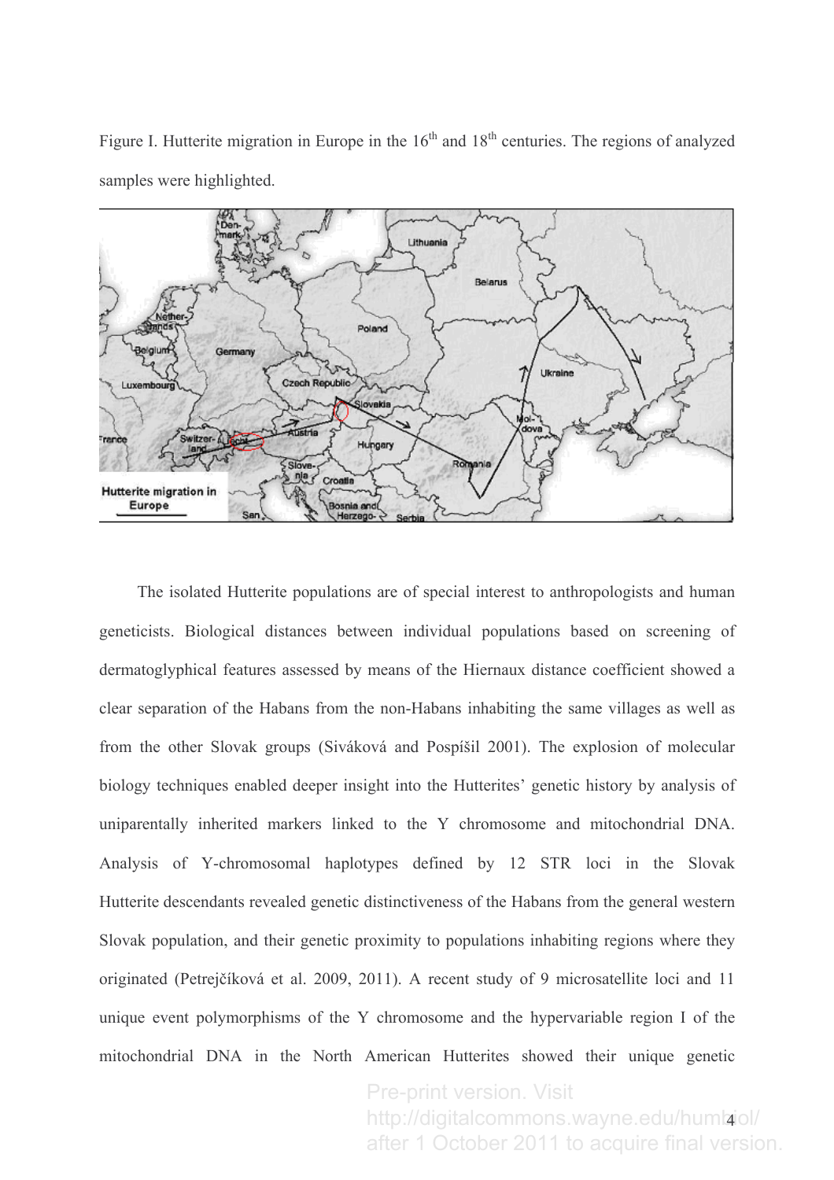Figure I. Hutterite migration in Europe in the 16th and 18th centuries. The regions of analyzed samples were highlighted.

The isolated Hutterite populations are of special interest to anthropologists and human geneticists. Biological distances between individual populations based on screening of dermatoglyphical features assessed by means of the Hiernaux distance coefficient showed a clear separation of the Habans from the non-Habans inhabiting the same villages as well as from the other Slovak groups (Siváková and Pospíšil 2001). The explosion of molecular biology techniques enabled deeper insight into the Hutterites' genetic history by analysis of uniparentally inherited markers linked to the Y chromosome and mitochondrial DNA. Analysis of Y-chromosomal haplotypes defined by 12 STR loci in the Slovak Hutterite descendants revealed genetic distinctiveness of the Habans from the general western Slovak population, and their genetic proximity to populations inhabiting regions where they originated (Petrejčíková et al. 2009, 2011). A recent study of 9 microsatellite loci and 11 unique event polymorphisms of the Y chromosome and the hypervariable region I of the mitochondrial DNA in the North American Hutterites showed their unique genetic

Pre-print version. Visit http://digitalcommons.wayne.edu/humbiol/ after 1 October 2011 to acquire final version.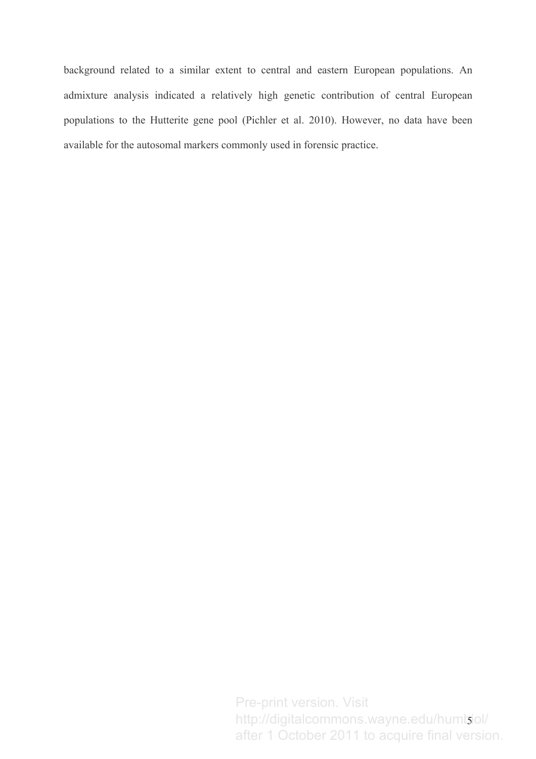background related to a similar extent to central and eastern European populations. An admixture analysis indicated a relatively high genetic contribution of central European populations to the Hutterite gene pool (Pichler et al. 2010). However, no data have been available for the autosomal markers commonly used in forensic practice.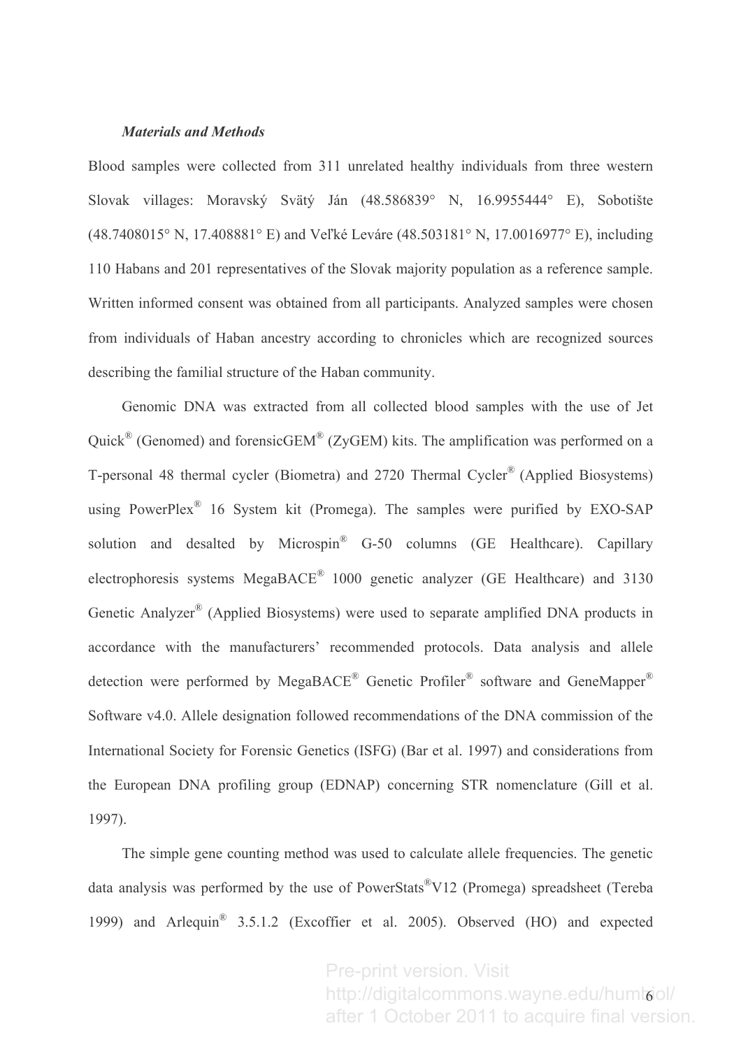***Materials and Methods***

Blood samples were collected from 311 unrelated healthy individuals from three western Slovak villages: Moravský Svätý Ján (48.586839° N, 16.9955444° E), Sobotište (48.7408015° N, 17.408881° E) and Veľké Leváre (48.503181° N, 17.0016977° E), including 110 Habans and 201 representatives of the Slovak majority population as a reference sample. Written informed consent was obtained from all participants. Analyzed samples were chosen from individuals of Haban ancestry according to chronicles which are recognized sources describing the familial structure of the Haban community.

Genomic DNA was extracted from all collected blood samples with the use of Jet Quick® (Genomed) and forensicGEM® (ZyGEM) kits. The amplification was performed on a T-personal 48 thermal cycler (Biometra) and 2720 Thermal Cycler® (Applied Biosystems) using PowerPlex® 16 System kit (Promega). The samples were purified by EXO-SAP solution and desalted by Microspin® G-50 columns (GE Healthcare). Capillary electrophoresis systems MegaBACE® 1000 genetic analyzer (GE Healthcare) and 3130 Genetic Analyzer® (Applied Biosystems) were used to separate amplified DNA products in accordance with the manufacturers' recommended protocols. Data analysis and allele detection were performed by MegaBACE® Genetic Profiler® software and GeneMapper® Software v4.0. Allele designation followed recommendations of the DNA commission of the International Society for Forensic Genetics (ISFG) (Bar et al. 1997) and considerations from the European DNA profiling group (EDNAP) concerning STR nomenclature (Gill et al. 1997).

The simple gene counting method was used to calculate allele frequencies. The genetic data analysis was performed by the use of PowerStats®V12 (Promega) spreadsheet (Tereba 1999) and Arlequin® 3.5.1.2 (Excoffier et al. 2005). Observed (HO) and expected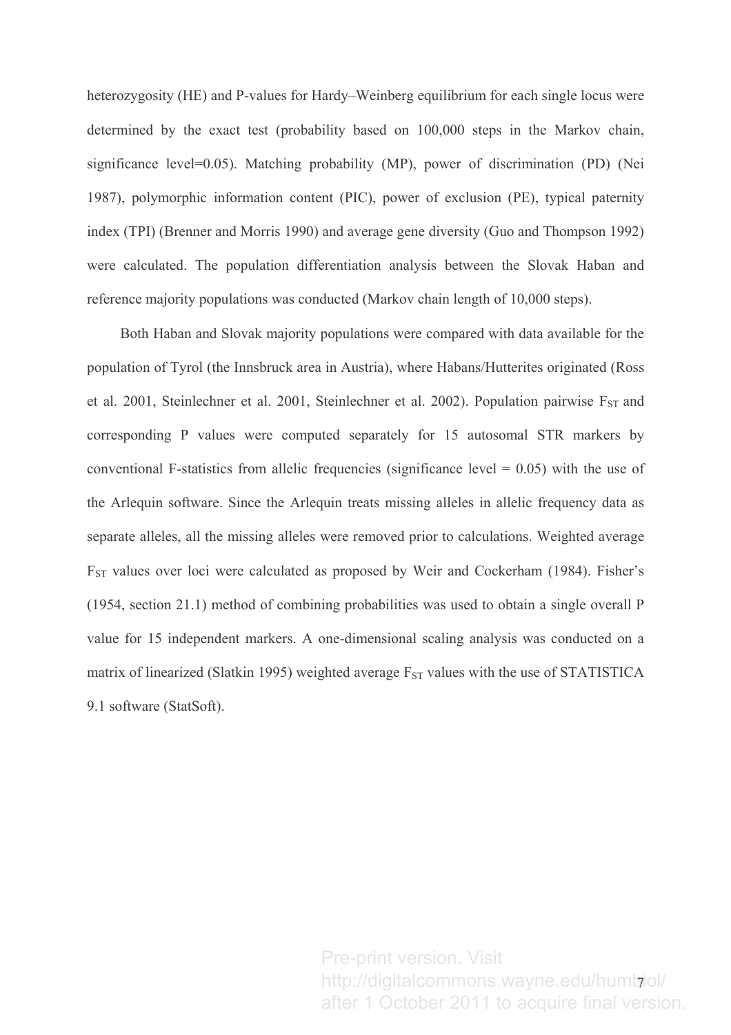heterozygosity (HE) and P-values for Hardy–Weinberg equilibrium for each single locus were determined by the exact test (probability based on 100,000 steps in the Markov chain, significance level=0.05). Matching probability (MP), power of discrimination (PD) (Nei 1987), polymorphic information content (PIC), power of exclusion (PE), typical paternity index (TPI) (Brenner and Morris 1990) and average gene diversity (Guo and Thompson 1992) were calculated. The population differentiation analysis between the Slovak Haban and reference majority populations was conducted (Markov chain length of 10,000 steps).

Both Haban and Slovak majority populations were compared with data available for the population of Tyrol (the Innsbruck area in Austria), where Habans/Hutterites originated (Ross et al. 2001, Steinlechner et al. 2001, Steinlechner et al. 2002). Population pairwise $F_{ST}$ and corresponding P values were computed separately for 15 autosomal STR markers by conventional F-statistics from allelic frequencies (significance level = 0.05) with the use of the Arlequin software. Since the Arlequin treats missing alleles in allelic frequency data as separate alleles, all the missing alleles were removed prior to calculations. Weighted average $F_{ST}$ values over loci were calculated as proposed by Weir and Cockerham (1984). Fisher's (1954, section 21.1) method of combining probabilities was used to obtain a single overall P value for 15 independent markers. A one-dimensional scaling analysis was conducted on a matrix of linearized (Slatkin 1995) weighted average $F_{ST}$ values with the use of STATISTICA 9.1 software (StatSoft).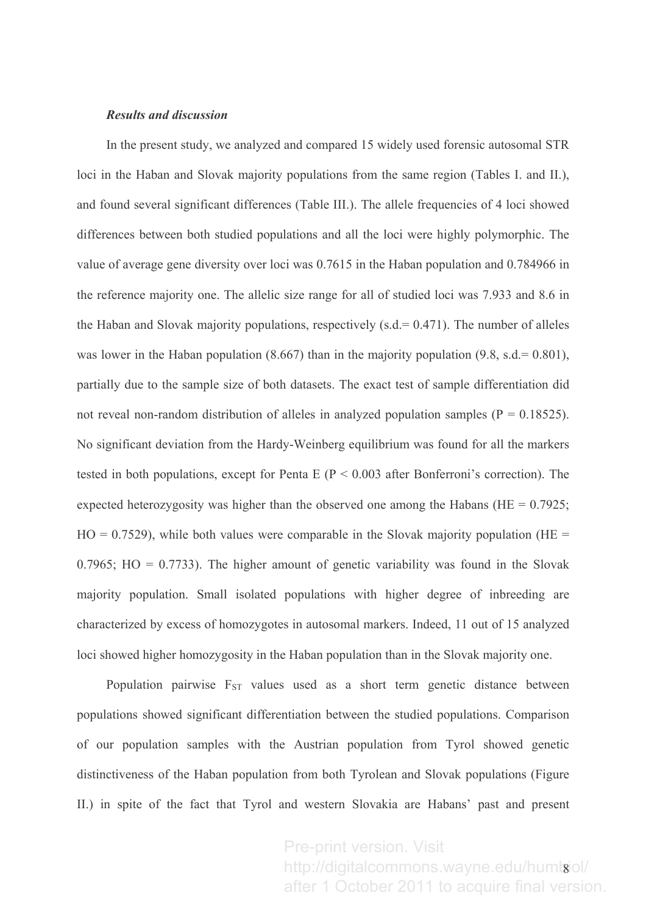***Results and discussion***

In the present study, we analyzed and compared 15 widely used forensic autosomal STR loci in the Haban and Slovak majority populations from the same region (Tables I. and II.), and found several significant differences (Table III.). The allele frequencies of 4 loci showed differences between both studied populations and all the loci were highly polymorphic. The value of average gene diversity over loci was 0.7615 in the Haban population and 0.784966 in the reference majority one. The allelic size range for all of studied loci was 7.933 and 8.6 in the Haban and Slovak majority populations, respectively (s.d.= 0.471). The number of alleles was lower in the Haban population (8.667) than in the majority population (9.8, s.d.= 0.801), partially due to the sample size of both datasets. The exact test of sample differentiation did not reveal non-random distribution of alleles in analyzed population samples ($P = 0.18525$). No significant deviation from the Hardy-Weinberg equilibrium was found for all the markers tested in both populations, except for Penta E ($P < 0.003$ after Bonferroni's correction). The expected heterozygosity was higher than the observed one among the Habans (HE = 0.7925; HO = 0.7529), while both values were comparable in the Slovak majority population (HE = 0.7965; HO = 0.7733). The higher amount of genetic variability was found in the Slovak majority population. Small isolated populations with higher degree of inbreeding are characterized by excess of homozygotes in autosomal markers. Indeed, 11 out of 15 analyzed loci showed higher homozygosity in the Haban population than in the Slovak majority one.

Population pairwise $F_{ST}$ values used as a short term genetic distance between populations showed significant differentiation between the studied populations. Comparison of our population samples with the Austrian population from Tyrol showed genetic distinctiveness of the Haban population from both Tyrolean and Slovak populations (Figure II.) in spite of the fact that Tyrol and western Slovakia are Habans' past and present

Pre-print version. Visit http://digitalcommons.wayne.edu/humbiol/ after 1 October 2011 to acquire final version.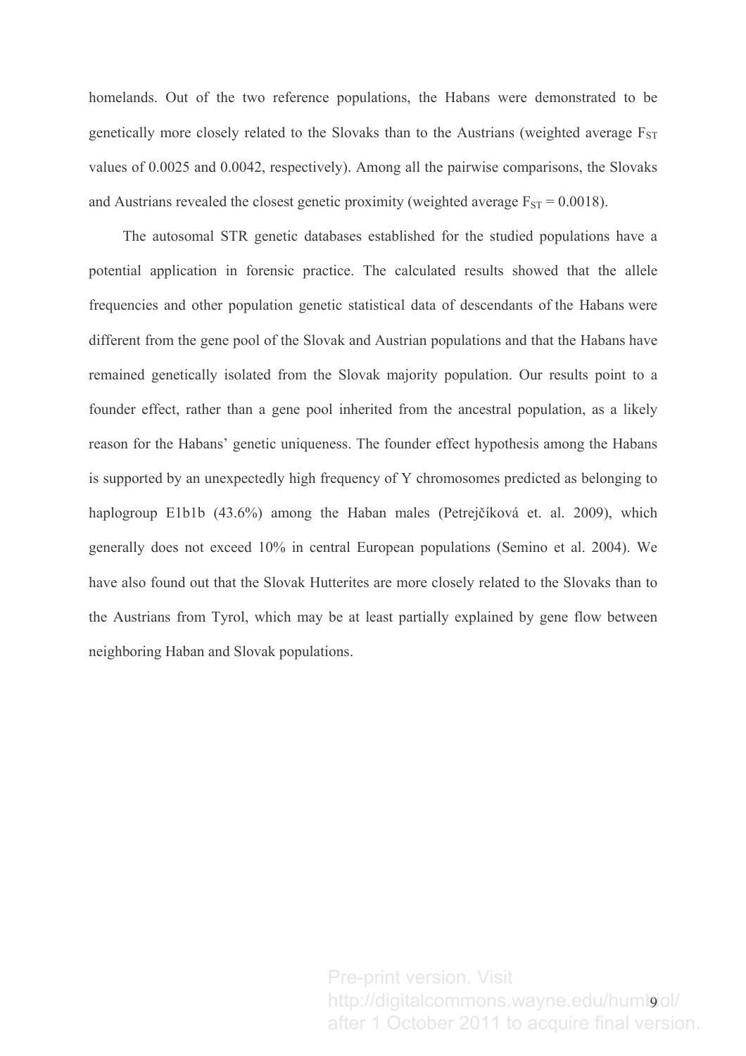homelands. Out of the two reference populations, the Habans were demonstrated to be genetically more closely related to the Slovaks than to the Austrians (weighted average $F_{ST}$ values of 0.0025 and 0.0042, respectively). Among all the pairwise comparisons, the Slovaks and Austrians revealed the closest genetic proximity (weighted average $F_{ST}$ = 0.0018).

The autosomal STR genetic databases established for the studied populations have a potential application in forensic practice. The calculated results showed that the allele frequencies and other population genetic statistical data of descendants of the Habans were different from the gene pool of the Slovak and Austrian populations and that the Habans have remained genetically isolated from the Slovak majority population. Our results point to a founder effect, rather than a gene pool inherited from the ancestral population, as a likely reason for the Habans' genetic uniqueness. The founder effect hypothesis among the Habans is supported by an unexpectedly high frequency of Y chromosomes predicted as belonging to haplogroup E1b1b (43.6%) among the Haban males (Petrejčíková et. al. 2009), which generally does not exceed 10% in central European populations (Semino et al. 2004). We have also found out that the Slovak Hutterites are more closely related to the Slovaks than to the Austrians from Tyrol, which may be at least partially explained by gene flow between neighboring Haban and Slovak populations.

Pre-print version. Visit http://digitalcommons.wayne.edu/humbiol/ after 1 October 2011 to acquire final version.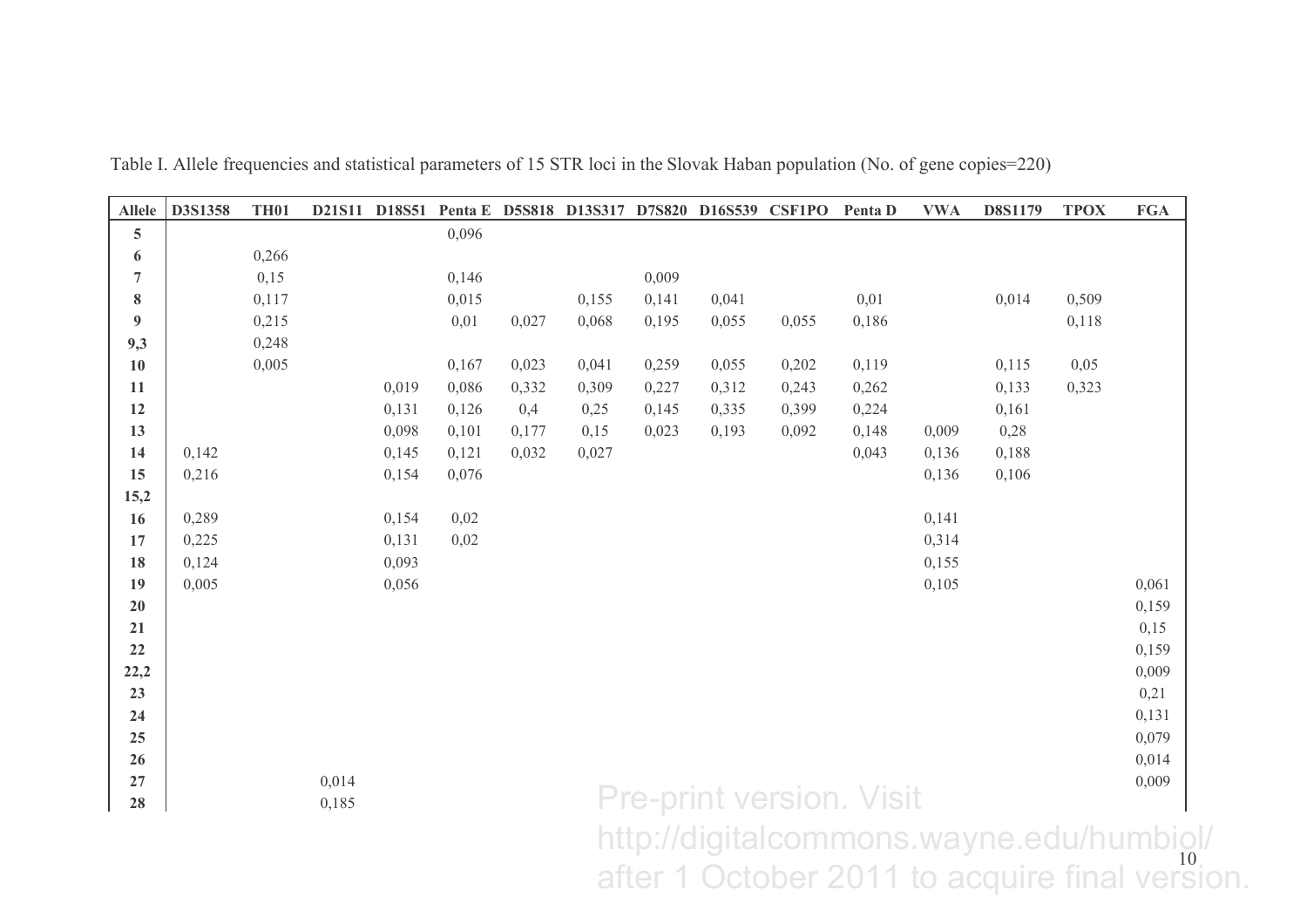Table I. Allele frequencies and statistical parameters of 15 STR loci in the Slovak Haban population (No. of gene copies=220)

| Allele | D3S1358 | TH01 | D21S11 | D18S51 | Penta E | D5S818 | D13S317 | D7S820 | D16S539 | CSF1PO | Penta D | VWA | D8S1179 | TPOX | FGA |
|---|---|---|---|---|---|---|---|---|---|---|---|---|---|---|---|
| **5** | | | | | 0,096 | | | | | | | | | | |
| **6** | | 0,266 | | | | | | | | | | | | | |
| **7** | | 0,15 | | | 0,146 | | | 0,009 | | | | | | | |
| **8** | | 0,117 | | | 0,015 | | 0,155 | 0,141 | 0,041 | | 0,01 | | 0,014 | 0,509 | |
| **9** | | 0,215 | | | 0,01 | 0,027 | 0,068 | 0,195 | 0,055 | 0,055 | 0,186 | | | 0,118 | |
| **9,3** | | 0,248 | | | | | | | | | | | | | |
| **10** | | 0,005 | | | 0,167 | 0,023 | 0,041 | 0,259 | 0,055 | 0,202 | 0,119 | | 0,115 | 0,05 | |
| **11** | | | | 0,019 | 0,086 | 0,332 | 0,309 | 0,227 | 0,312 | 0,243 | 0,262 | | 0,133 | 0,323 | |
| **12** | | | | 0,131 | 0,126 | 0,4 | 0,25 | 0,145 | 0,335 | 0,399 | 0,224 | | 0,161 | | |
| **13** | | | | 0,098 | 0,101 | 0,177 | 0,15 | 0,023 | 0,193 | 0,092 | 0,148 | 0,009 | 0,28 | | |
| **14** | 0,142 | | | 0,145 | 0,121 | 0,032 | 0,027 | | | | 0,043 | 0,136 | 0,188 | | |
| **15** | 0,216 | | | 0,154 | 0,076 | | | | | | | 0,136 | 0,106 | | |
| **15,2** | | | | | | | | | | | | | | | |
| **16** | 0,289 | | | 0,154 | 0,02 | | | | | | | 0,141 | | | |
| **17** | 0,225 | | | 0,131 | 0,02 | | | | | | | 0,314 | | | |
| **18** | 0,124 | | | 0,093 | | | | | | | | 0,155 | | | |
| **19** | 0,005 | | | 0,056 | | | | | | | | 0,105 | | | 0,061 |
| **20** | | | | | | | | | | | | | | | 0,159 |
| **21** | | | | | | | | | | | | | | | 0,15 |
| **22** | | | | | | | | | | | | | | | 0,159 |
| **22,2** | | | | | | | | | | | | | | | 0,009 |
| **23** | | | | | | | | | | | | | | | 0,21 |
| **24** | | | | | | | | | | | | | | | 0,131 |
| **25** | | | | | | | | | | | | | | | 0,079 |
| **26** | | | | | | | | | | | | | | | 0,014 |
| **27** | | | 0,014 | | | | | | | | | | | | 0,009 |
| **28** | | | 0,185 | | | | | | | | | | | | |

Pre-print version. Visit http://digitalcommons.wayne.edu/humbiol/ after 1 October 2011 to acquire final version.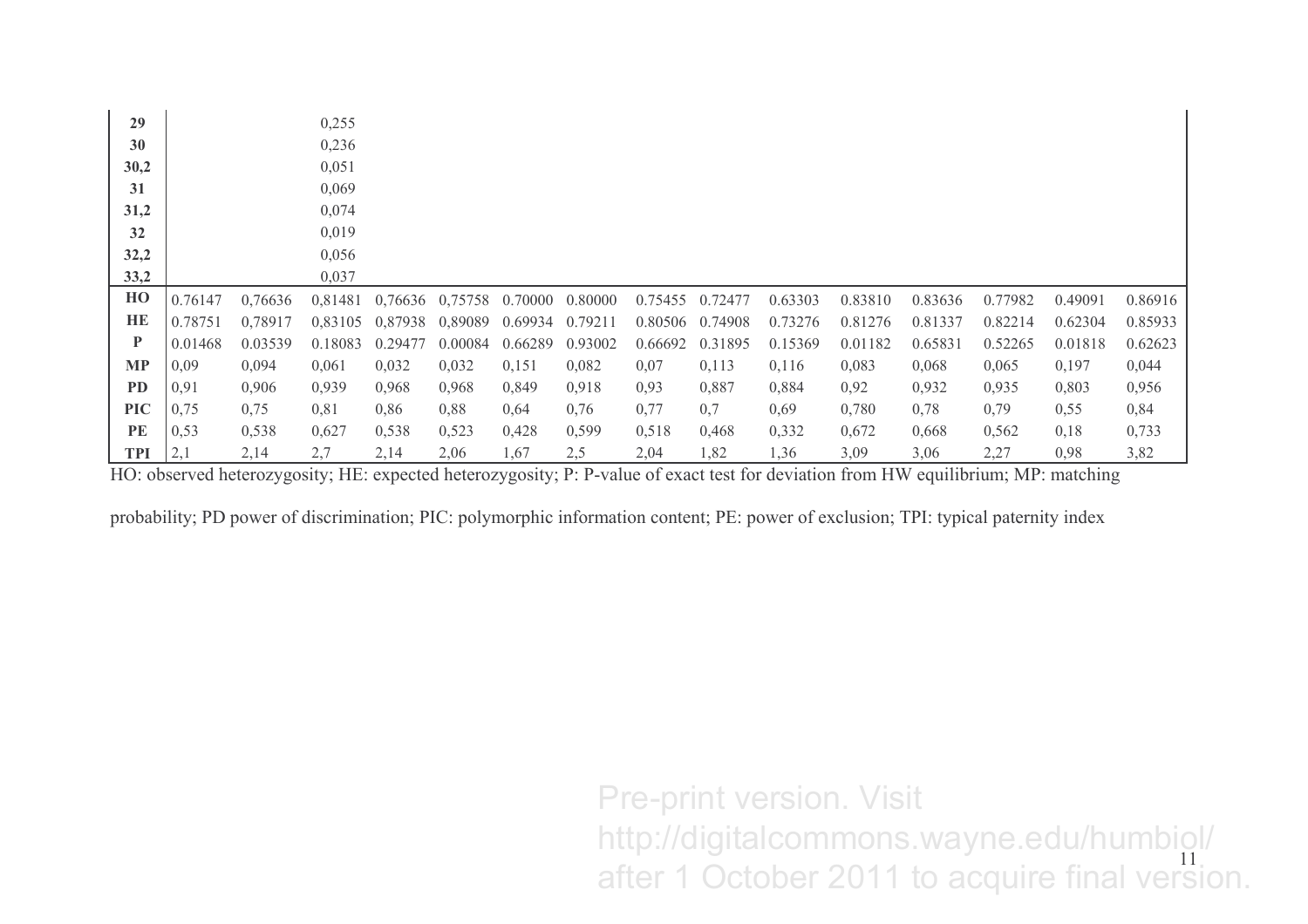| | | | | | | | | | | | | | | | |
|---|---|---|---|---|---|---|---|---|---|---|---|---|---|---|---|
| **29** | | | 0,255 | | | | | | | | | | | | |
| **30** | | | 0,236 | | | | | | | | | | | | |
| **30,2** | | | 0,051 | | | | | | | | | | | | |
| **31** | | | 0,069 | | | | | | | | | | | | |
| **31,2** | | | 0,074 | | | | | | | | | | | | |
| **32** | | | 0,019 | | | | | | | | | | | | |
| **32,2** | | | 0,056 | | | | | | | | | | | | |
| **33,2** | | | 0,037 | | | | | | | | | | | | |
| **HO** | 0.76147 | 0,76636 | 0,81481 | 0,76636 | 0,75758 | 0.70000 | 0.80000 | 0.75455 | 0.72477 | 0.63303 | 0.83810 | 0.83636 | 0.77982 | 0.49091 | 0.86916 |
| **HE** | 0.78751 | 0,78917 | 0,83105 | 0,87938 | 0,89089 | 0.69934 | 0.79211 | 0.80506 | 0.74908 | 0.73276 | 0.81276 | 0.81337 | 0.82214 | 0.62304 | 0.85933 |
| **P** | 0.01468 | 0.03539 | 0.18083 | 0.29477 | 0.00084 | 0.66289 | 0.93002 | 0.66692 | 0.31895 | 0.15369 | 0.01182 | 0.65831 | 0.52265 | 0.01818 | 0.62623 |
| **MP** | 0,09 | 0,094 | 0,061 | 0,032 | 0,032 | 0,151 | 0,082 | 0,07 | 0,113 | 0,116 | 0,083 | 0,068 | 0,065 | 0,197 | 0,044 |
| **PD** | 0,91 | 0,906 | 0,939 | 0,968 | 0,968 | 0,849 | 0,918 | 0,93 | 0,887 | 0,884 | 0,92 | 0,932 | 0,935 | 0,803 | 0,956 |
| **PIC** | 0,75 | 0,75 | 0,81 | 0,86 | 0,88 | 0,64 | 0,76 | 0,77 | 0,7 | 0,69 | 0,780 | 0,78 | 0,79 | 0,55 | 0,84 |
| **PE** | 0,53 | 0,538 | 0,627 | 0,538 | 0,523 | 0,428 | 0,599 | 0,518 | 0,468 | 0,332 | 0,672 | 0,668 | 0,562 | 0,18 | 0,733 |
| **TPI** | 2,1 | 2,14 | 2,7 | 2,14 | 2,06 | 1,67 | 2,5 | 2,04 | 1,82 | 1,36 | 3,09 | 3,06 | 2,27 | 0,98 | 3,82 |

HO: observed heterozygosity; HE: expected heterozygosity; P: P-value of exact test for deviation from HW equilibrium; MP: matching probability; PD power of discrimination; PIC: polymorphic information content; PE: power of exclusion; TPI: typical paternity index

Pre-print version. Visit http://digitalcommons.wayne.edu/humbiol/ after 1 October 2011 to acquire final version.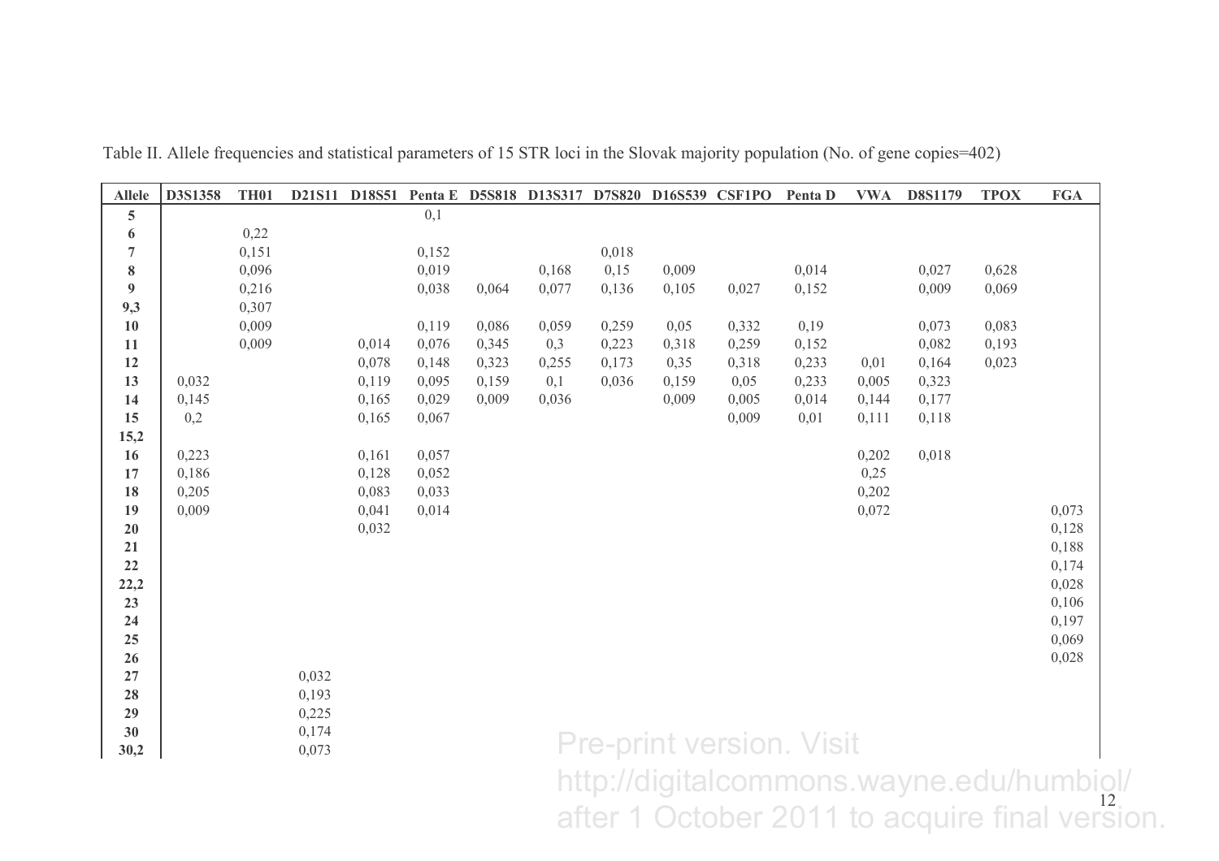Table II. Allele frequencies and statistical parameters of 15 STR loci in the Slovak majority population (No. of gene copies=402)

| Allele | D3S1358 | TH01 | D21S11 | D18S51 | Penta E | D5S818 | D13S317 | D7S820 | D16S539 | CSF1PO | Penta D | VWA | D8S1179 | TPOX | FGA |
|---|---|---|---|---|---|---|---|---|---|---|---|---|---|---|---|
| **5** | | | | | 0,1 | | | | | | | | | | |
| **6** | | 0,22 | | | | | | | | | | | | | |
| **7** | | 0,151 | | | 0,152 | | | 0,018 | | | | | | | |
| **8** | | 0,096 | | | 0,019 | | 0,168 | 0,15 | 0,009 | | 0,014 | | 0,027 | 0,628 | |
| **9** | | 0,216 | | | 0,038 | 0,064 | 0,077 | 0,136 | 0,105 | 0,027 | 0,152 | | 0,009 | 0,069 | |
| **9,3** | | 0,307 | | | | | | | | | | | | | |
| **10** | | 0,009 | | | 0,119 | 0,086 | 0,059 | 0,259 | 0,05 | 0,332 | 0,19 | | 0,073 | 0,083 | |
| **11** | | 0,009 | | 0,014 | 0,076 | 0,345 | 0,3 | 0,223 | 0,318 | 0,259 | 0,152 | | 0,082 | 0,193 | |
| **12** | | | | 0,078 | 0,148 | 0,323 | 0,255 | 0,173 | 0,35 | 0,318 | 0,233 | 0,01 | 0,164 | 0,023 | |
| **13** | 0,032 | | | 0,119 | 0,095 | 0,159 | 0,1 | 0,036 | 0,159 | 0,05 | 0,233 | 0,005 | 0,323 | | |
| **14** | 0,145 | | | 0,165 | 0,029 | 0,009 | 0,036 | | 0,009 | 0,005 | 0,014 | 0,144 | 0,177 | | |
| **15** | 0,2 | | | 0,165 | 0,067 | | | | | 0,009 | 0,01 | 0,111 | 0,118 | | |
| **15,2** | | | | | | | | | | | | | | | |
| **16** | 0,223 | | | 0,161 | 0,057 | | | | | | | 0,202 | 0,018 | | |
| **17** | 0,186 | | | 0,128 | 0,052 | | | | | | | 0,25 | | | |
| **18** | 0,205 | | | 0,083 | 0,033 | | | | | | | 0,202 | | | |
| **19** | 0,009 | | | 0,041 | 0,014 | | | | | | | 0,072 | | | 0,073 |
| **20** | | | | 0,032 | | | | | | | | | | | 0,128 |
| **21** | | | | | | | | | | | | | | | 0,188 |
| **22** | | | | | | | | | | | | | | | 0,174 |
| **22,2** | | | | | | | | | | | | | | | 0,028 |
| **23** | | | | | | | | | | | | | | | 0,106 |
| **24** | | | | | | | | | | | | | | | 0,197 |
| **25** | | | | | | | | | | | | | | | 0,069 |
| **26** | | | | | | | | | | | | | | | 0,028 |
| **27** | | | 0,032 | | | | | | | | | | | | |
| **28** | | | 0,193 | | | | | | | | | | | | |
| **29** | | | 0,225 | | | | | | | | | | | | |
| **30** | | | 0,174 | | | | | | | | | | | | |
| **30,2** | | | 0,073 | | | | | | | | | | | | |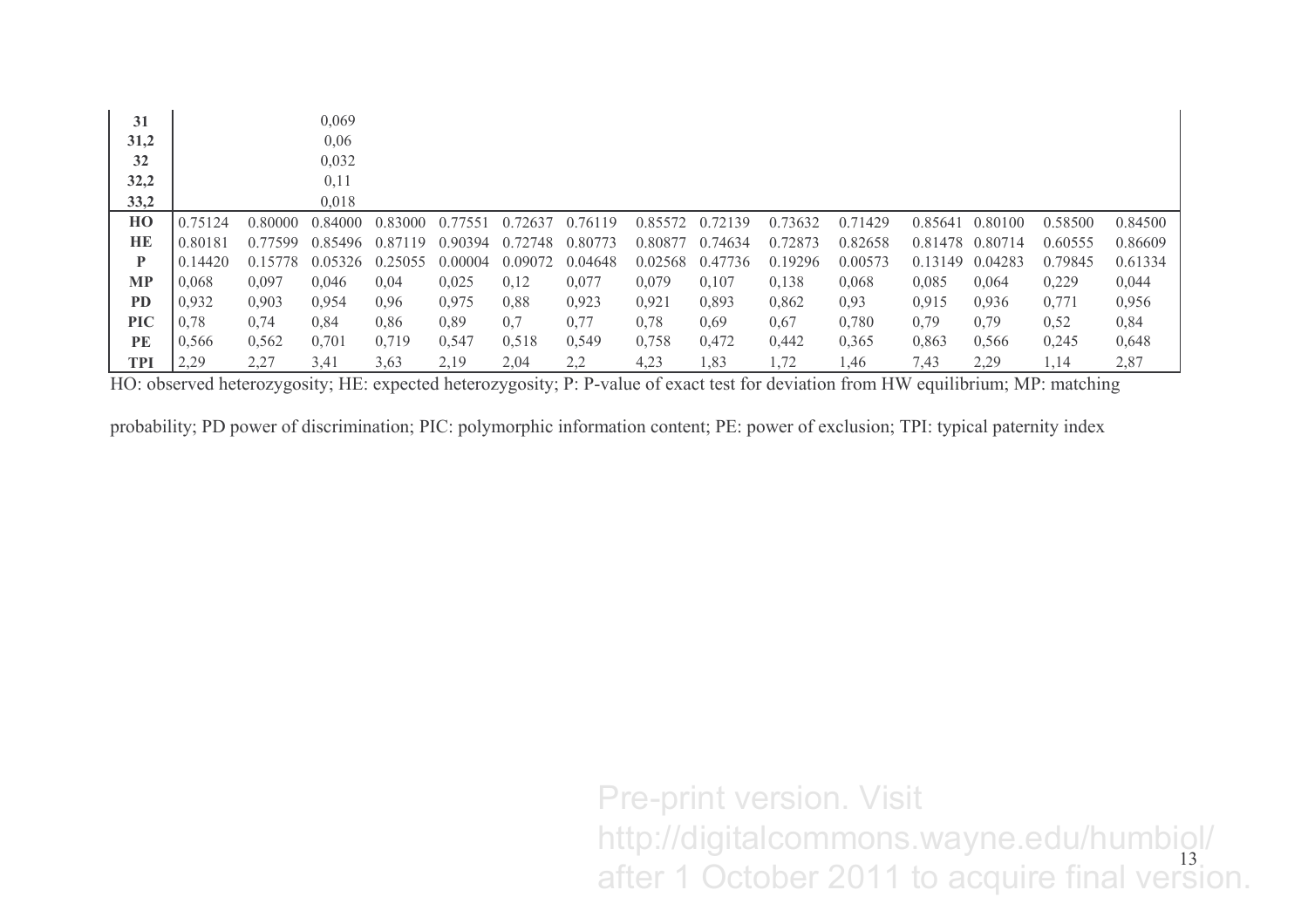| | | | | | | | | | | | | | | | |
|---|---|---|---|---|---|---|---|---|---|---|---|---|---|---|---|
| **31** | | | 0,069 | | | | | | | | | | | | |
| **31,2** | | | 0,06 | | | | | | | | | | | | |
| **32** | | | 0,032 | | | | | | | | | | | | |
| **32,2** | | | 0,11 | | | | | | | | | | | | |
| **33,2** | | | 0,018 | | | | | | | | | | | | |
| **HO** | 0.75124 | 0.80000 | 0.84000 | 0.83000 | 0.77551 | 0.72637 | 0.76119 | 0.85572 | 0.72139 | 0.73632 | 0.71429 | 0.85641 | 0.80100 | 0.58500 | 0.84500 |
| **HE** | 0.80181 | 0.77599 | 0.85496 | 0.87119 | 0.90394 | 0.72748 | 0.80773 | 0.80877 | 0.74634 | 0.72873 | 0.82658 | 0.81478 | 0.80714 | 0.60555 | 0.86609 |
| **P** | 0.14420 | 0.15778 | 0.05326 | 0.25055 | 0.00004 | 0.09072 | 0.04648 | 0.02568 | 0.47736 | 0.19296 | 0.00573 | 0.13149 | 0.04283 | 0.79845 | 0.61334 |
| **MP** | 0,068 | 0,097 | 0,046 | 0,04 | 0,025 | 0,12 | 0,077 | 0,079 | 0,107 | 0,138 | 0,068 | 0,085 | 0,064 | 0,229 | 0,044 |
| **PD** | 0,932 | 0,903 | 0,954 | 0,96 | 0,975 | 0,88 | 0,923 | 0,921 | 0,893 | 0,862 | 0,93 | 0,915 | 0,936 | 0,771 | 0,956 |
| **PIC** | 0,78 | 0,74 | 0,84 | 0,86 | 0,89 | 0,7 | 0,77 | 0,78 | 0,69 | 0,67 | 0,780 | 0,79 | 0,79 | 0,52 | 0,84 |
| **PE** | 0,566 | 0,562 | 0,701 | 0,719 | 0,547 | 0,518 | 0,549 | 0,758 | 0,472 | 0,442 | 0,365 | 0,863 | 0,566 | 0,245 | 0,648 |
| **TPI** | 2,29 | 2,27 | 3,41 | 3,63 | 2,19 | 2,04 | 2,2 | 4,23 | 1,83 | 1,72 | 1,46 | 7,43 | 2,29 | 1,14 | 2,87 |

HO: observed heterozygosity; HE: expected heterozygosity; P: P-value of exact test for deviation from HW equilibrium; MP: matching probability; PD power of discrimination; PIC: polymorphic information content; PE: power of exclusion; TPI: typical paternity index

Pre-print version. Visit http://digitalcommons.wayne.edu/humbiol/ after 1 October 2011 to acquire final version.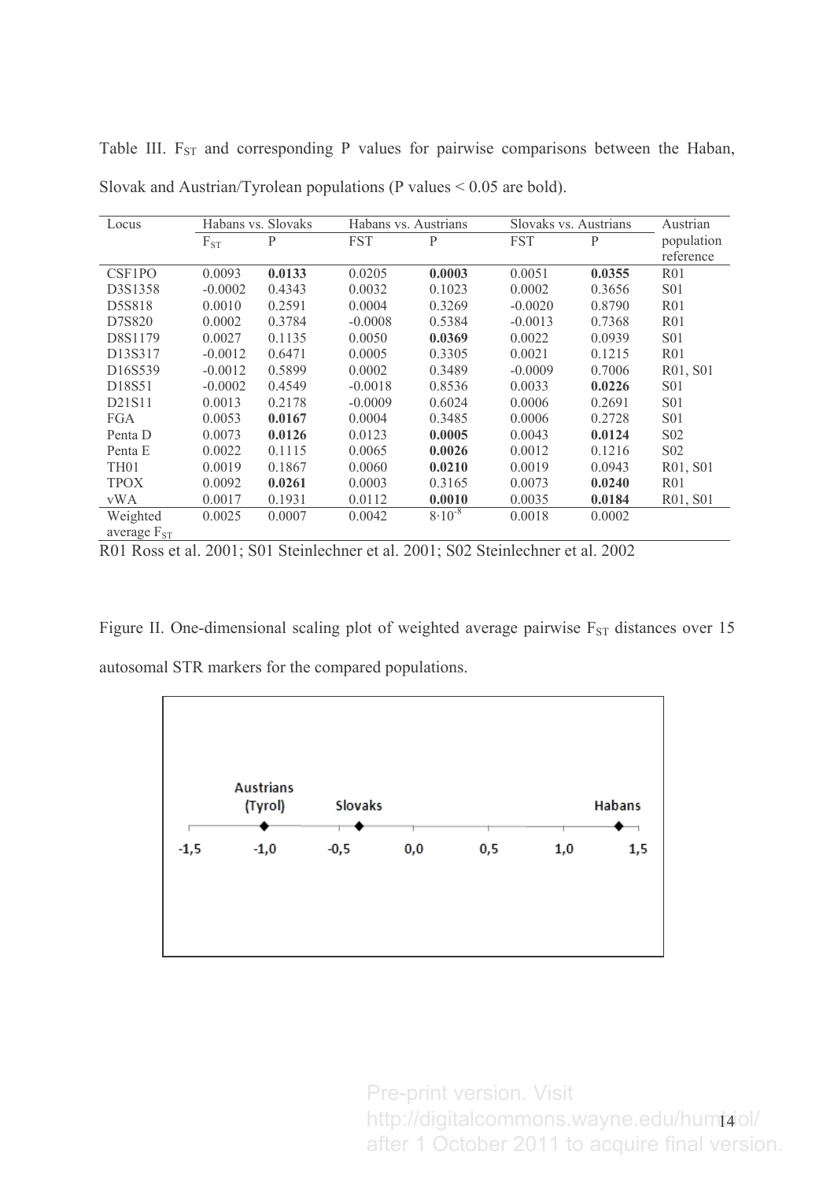Table III. $F_{ST}$ and corresponding P values for pairwise comparisons between the Haban, Slovak and Austrian/Tyrolean populations (P values < 0.05 are bold).

| Locus | Habans vs. Slovaks | | Habans vs. Austrians | | Slovaks vs. Austrians | | Austrian population reference |
|---|---|---|---|---|---|---|---|
| | $F_{ST}$ | P | FST | P | FST | P | |
| CSF1PO | 0.0093 | **0.0133** | 0.0205 | **0.0003** | 0.0051 | **0.0355** | R01 |
| D3S1358 | -0.0002 | 0.4343 | 0.0032 | 0.1023 | 0.0002 | 0.3656 | S01 |
| D5S818 | 0.0010 | 0.2591 | 0.0004 | 0.3269 | -0.0020 | 0.8790 | R01 |
| D7S820 | 0.0002 | 0.3784 | -0.0008 | 0.5384 | -0.0013 | 0.7368 | R01 |
| D8S1179 | 0.0027 | 0.1135 | 0.0050 | **0.0369** | 0.0022 | 0.0939 | S01 |
| D13S317 | -0.0012 | 0.6471 | 0.0005 | 0.3305 | 0.0021 | 0.1215 | R01 |
| D16S539 | -0.0012 | 0.5899 | 0.0002 | 0.3489 | -0.0009 | 0.7006 | R01, S01 |
| D18S51 | -0.0002 | 0.4549 | -0.0018 | 0.8536 | 0.0033 | **0.0226** | S01 |
| D21S11 | 0.0013 | 0.2178 | -0.0009 | 0.6024 | 0.0006 | 0.2691 | S01 |
| FGA | 0.0053 | **0.0167** | 0.0004 | 0.3485 | 0.0006 | 0.2728 | S01 |
| Penta D | 0.0073 | **0.0126** | 0.0123 | **0.0005** | 0.0043 | **0.0124** | S02 |
| Penta E | 0.0022 | 0.1115 | 0.0065 | **0.0026** | 0.0012 | 0.1216 | S02 |
| TH01 | 0.0019 | 0.1867 | 0.0060 | **0.0210** | 0.0019 | 0.0943 | R01, S01 |
| TPOX | 0.0092 | **0.0261** | 0.0003 | 0.3165 | 0.0073 | **0.0240** | R01 |
| vWA | 0.0017 | 0.1931 | 0.0112 | **0.0010** | 0.0035 | **0.0184** | R01, S01 |
| Weighted average $F_{ST}$ | 0.0025 | 0.0007 | 0.0042 | $8 \cdot 10^{-8}$ | 0.0018 | 0.0002 | |

R01 Ross et al. 2001; S01 Steinlechner et al. 2001; S02 Steinlechner et al. 2002

Figure II. One-dimensional scaling plot of weighted average pairwise $F_{ST}$ distances over 15 autosomal STR markers for the compared populations.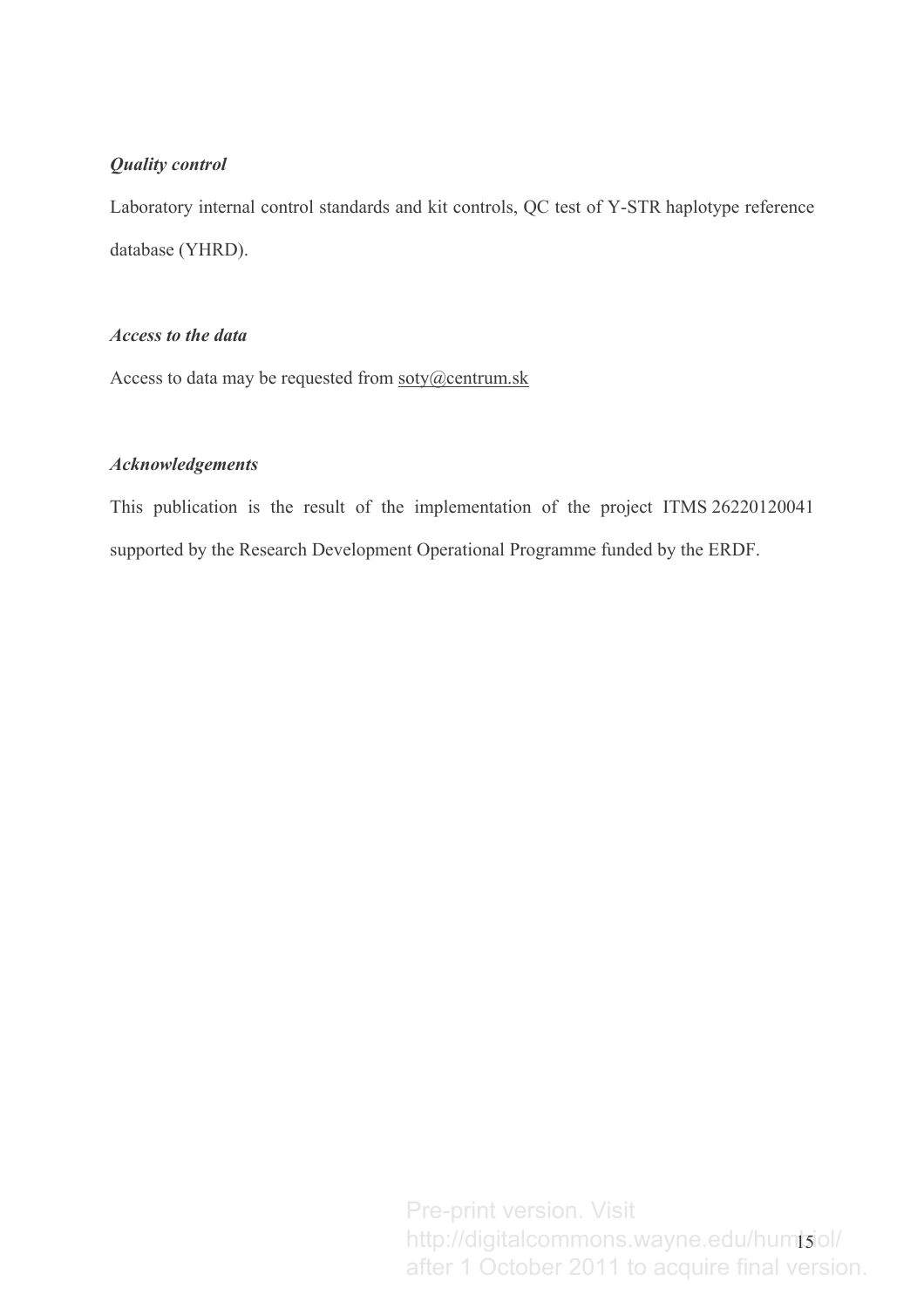***Quality control***

Laboratory internal control standards and kit controls, QC test of Y-STR haplotype reference database (YHRD).

***Access to the data***

Access to data may be requested from soty@centrum.sk

***Acknowledgements***

This publication is the result of the implementation of the project ITMS 26220120041 supported by the Research Development Operational Programme funded by the ERDF.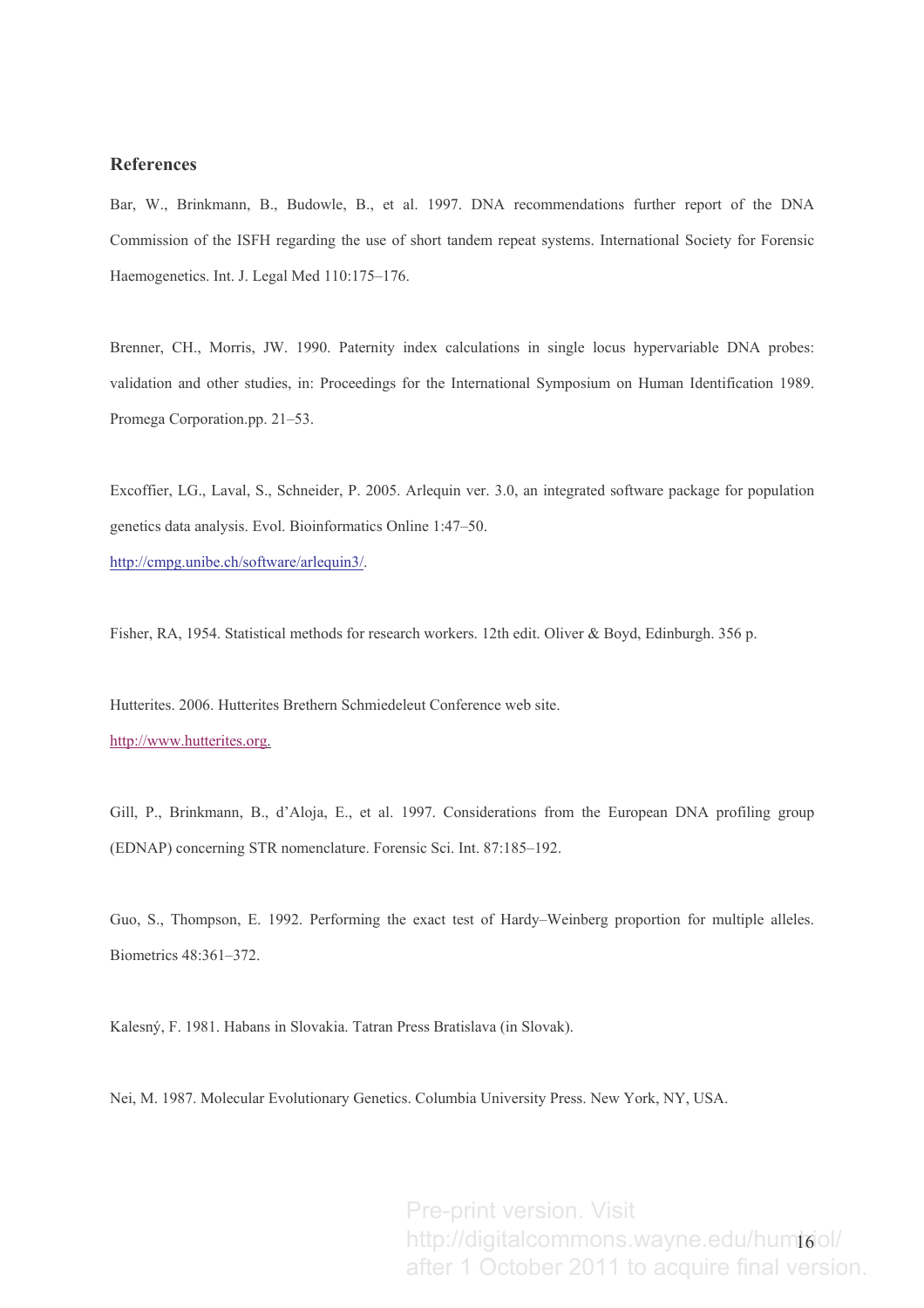## References

Bar, W., Brinkmann, B., Budowle, B., et al. 1997. DNA recommendations further report of the DNA Commission of the ISFH regarding the use of short tandem repeat systems. International Society for Forensic Haemogenetics. Int. J. Legal Med 110:175–176.

Brenner, CH., Morris, JW. 1990. Paternity index calculations in single locus hypervariable DNA probes: validation and other studies, in: Proceedings for the International Symposium on Human Identification 1989. Promega Corporation.pp. 21–53.

Excoffier, LG., Laval, S., Schneider, P. 2005. Arlequin ver. 3.0, an integrated software package for population genetics data analysis. Evol. Bioinformatics Online 1:47–50. http://cmpg.unibe.ch/software/arlequin3/.

Fisher, RA, 1954. Statistical methods for research workers. 12th edit. Oliver & Boyd, Edinburgh. 356 p.

Hutterites. 2006. Hutterites Brethern Schmiedeleut Conference web site. http://www.hutterites.org.

Gill, P., Brinkmann, B., d'Aloja, E., et al. 1997. Considerations from the European DNA profiling group (EDNAP) concerning STR nomenclature. Forensic Sci. Int. 87:185–192.

Guo, S., Thompson, E. 1992. Performing the exact test of Hardy–Weinberg proportion for multiple alleles. Biometrics 48:361–372.

Kalesný, F. 1981. Habans in Slovakia. Tatran Press Bratislava (in Slovak).

Nei, M. 1987. Molecular Evolutionary Genetics. Columbia University Press. New York, NY, USA.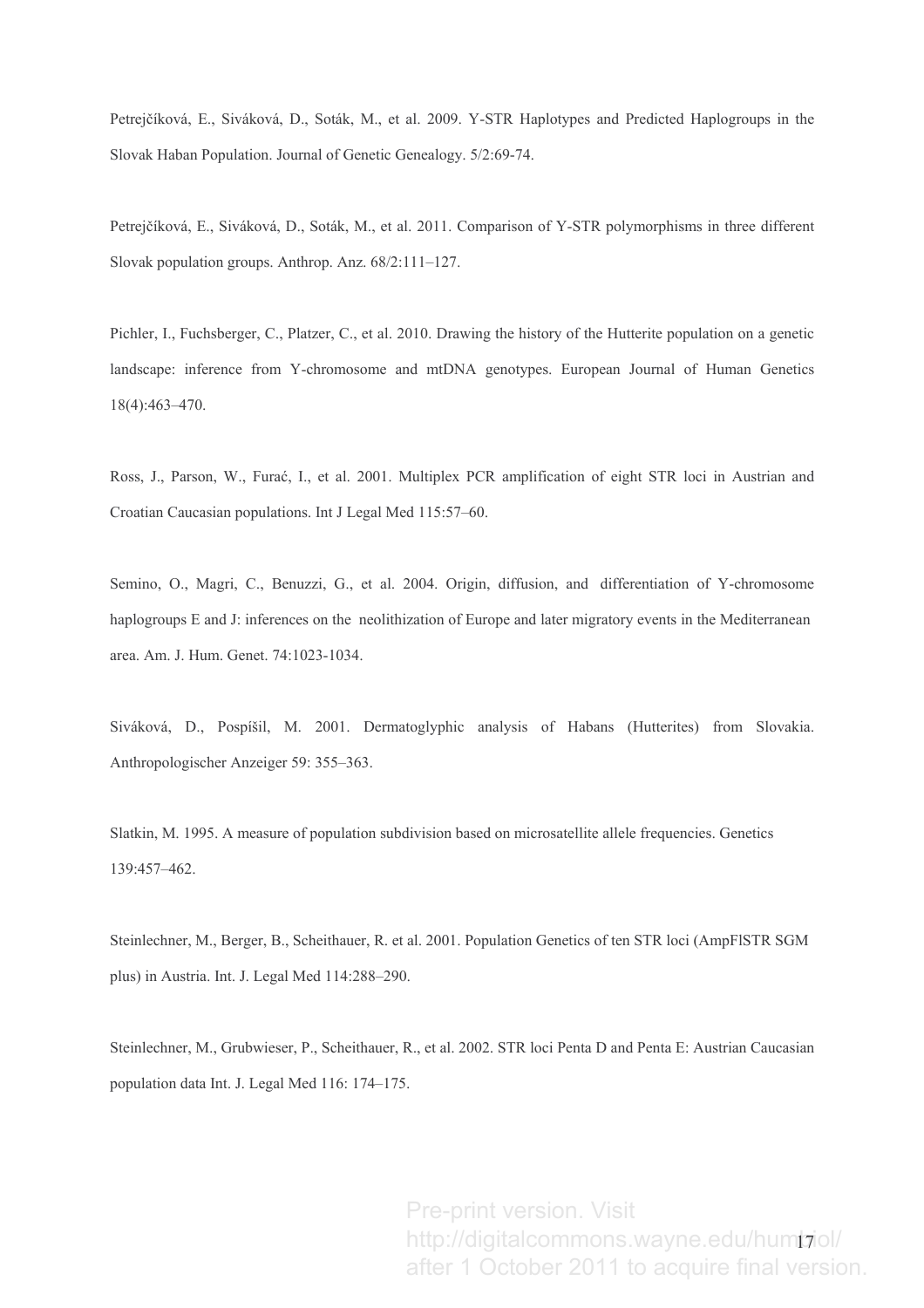Petrejčíková, E., Siváková, D., Soták, M., et al. 2009. Y-STR Haplotypes and Predicted Haplogroups in the Slovak Haban Population. Journal of Genetic Genealogy. 5/2:69-74.

Petrejčíková, E., Siváková, D., Soták, M., et al. 2011. Comparison of Y-STR polymorphisms in three different Slovak population groups. Anthrop. Anz. 68/2:111–127.

Pichler, I., Fuchsberger, C., Platzer, C., et al. 2010. Drawing the history of the Hutterite population on a genetic landscape: inference from Y-chromosome and mtDNA genotypes. European Journal of Human Genetics 18(4):463–470.

Ross, J., Parson, W., Furać, I., et al. 2001. Multiplex PCR amplification of eight STR loci in Austrian and Croatian Caucasian populations. Int J Legal Med 115:57–60.

Semino, O., Magri, C., Benuzzi, G., et al. 2004. Origin, diffusion, and differentiation of Y-chromosome haplogroups E and J: inferences on the neolithization of Europe and later migratory events in the Mediterranean area. Am. J. Hum. Genet. 74:1023-1034.

Siváková, D., Pospíšil, M. 2001. Dermatoglyphic analysis of Habans (Hutterites) from Slovakia. Anthropologischer Anzeiger 59: 355–363.

Slatkin, M. 1995. A measure of population subdivision based on microsatellite allele frequencies. Genetics 139:457–462.

Steinlechner, M., Berger, B., Scheithauer, R. et al. 2001. Population Genetics of ten STR loci (AmpFlSTR SGM plus) in Austria. Int. J. Legal Med 114:288–290.

Steinlechner, M., Grubwieser, P., Scheithauer, R., et al. 2002. STR loci Penta D and Penta E: Austrian Caucasian population data Int. J. Legal Med 116: 174–175.

Pre-print version. Visit http://digitalcommons.wayne.edu/humbiol/ after 1 October 2011 to acquire final version.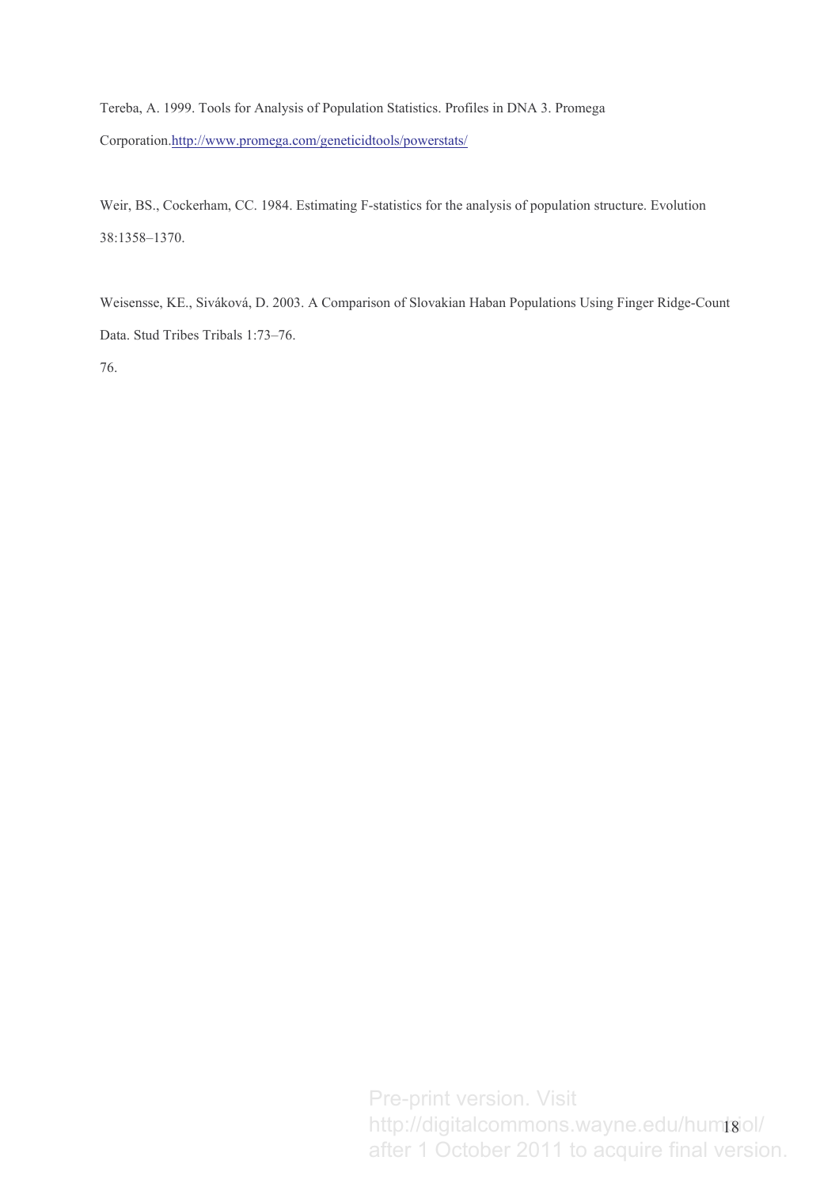Tereba, A. 1999. Tools for Analysis of Population Statistics. Profiles in DNA 3. Promega Corporation.http://www.promega.com/geneticidtools/powerstats/

Weir, BS., Cockerham, CC. 1984. Estimating F-statistics for the analysis of population structure. Evolution 38:1358–1370.

Weisensse, KE., Siváková, D. 2003. A Comparison of Slovakian Haban Populations Using Finger Ridge-Count Data. Stud Tribes Tribals 1:73–76.

76.